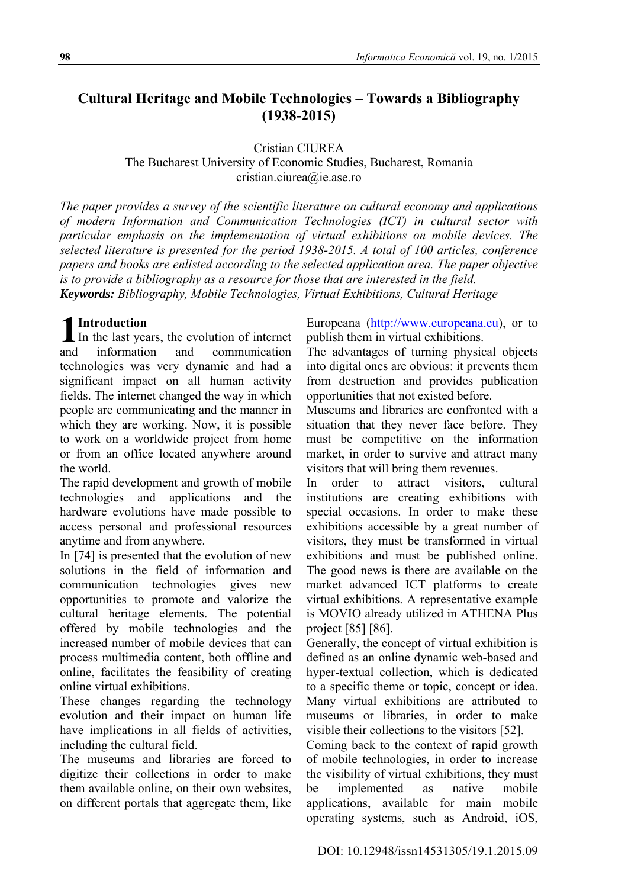# Cultural Heritage and Mobile Technologies – Towards a Bibliography (1938-2015)

Cristian CIUREA
The Bucharest University of Economic Studies, Bucharest, Romania
cristian.ciurea@ie.ase.ro

*The paper provides a survey of the scientific literature on cultural economy and applications of modern Information and Communication Technologies (ICT) in cultural sector with particular emphasis on the implementation of virtual exhibitions on mobile devices. The selected literature is presented for the period 1938-2015. A total of 100 articles, conference papers and books are enlisted according to the selected application area. The paper objective is to provide a bibliography as a resource for those that are interested in the field.*

***Keywords:*** *Bibliography, Mobile Technologies, Virtual Exhibitions, Cultural Heritage*

## 1 Introduction

In the last years, the evolution of internet and information and communication technologies was very dynamic and had a significant impact on all human activity fields. The internet changed the way in which people are communicating and the manner in which they are working. Now, it is possible to work on a worldwide project from home or from an office located anywhere around the world.

The rapid development and growth of mobile technologies and applications and the hardware evolutions have made possible to access personal and professional resources anytime and from anywhere.

In [74] is presented that the evolution of new solutions in the field of information and communication technologies gives new opportunities to promote and valorize the cultural heritage elements. The potential offered by mobile technologies and the increased number of mobile devices that can process multimedia content, both offline and online, facilitates the feasibility of creating online virtual exhibitions.

These changes regarding the technology evolution and their impact on human life have implications in all fields of activities, including the cultural field.

The museums and libraries are forced to digitize their collections in order to make them available online, on their own websites, on different portals that aggregate them, like Europeana (http://www.europeana.eu), or to publish them in virtual exhibitions.

The advantages of turning physical objects into digital ones are obvious: it prevents them from destruction and provides publication opportunities that not existed before.

Museums and libraries are confronted with a situation that they never face before. They must be competitive on the information market, in order to survive and attract many visitors that will bring them revenues.

In order to attract visitors, cultural institutions are creating exhibitions with special occasions. In order to make these exhibitions accessible by a great number of visitors, they must be transformed in virtual exhibitions and must be published online. The good news is there are available on the market advanced ICT platforms to create virtual exhibitions. A representative example is MOVIO already utilized in ATHENA Plus project [85] [86].

Generally, the concept of virtual exhibition is defined as an online dynamic web-based and hyper-textual collection, which is dedicated to a specific theme or topic, concept or idea. Many virtual exhibitions are attributed to museums or libraries, in order to make visible their collections to the visitors [52].

Coming back to the context of rapid growth of mobile technologies, in order to increase the visibility of virtual exhibitions, they must be implemented as native mobile applications, available for main mobile operating systems, such as Android, iOS,

DOI: 10.12948/issn14531305/19.1.2015.09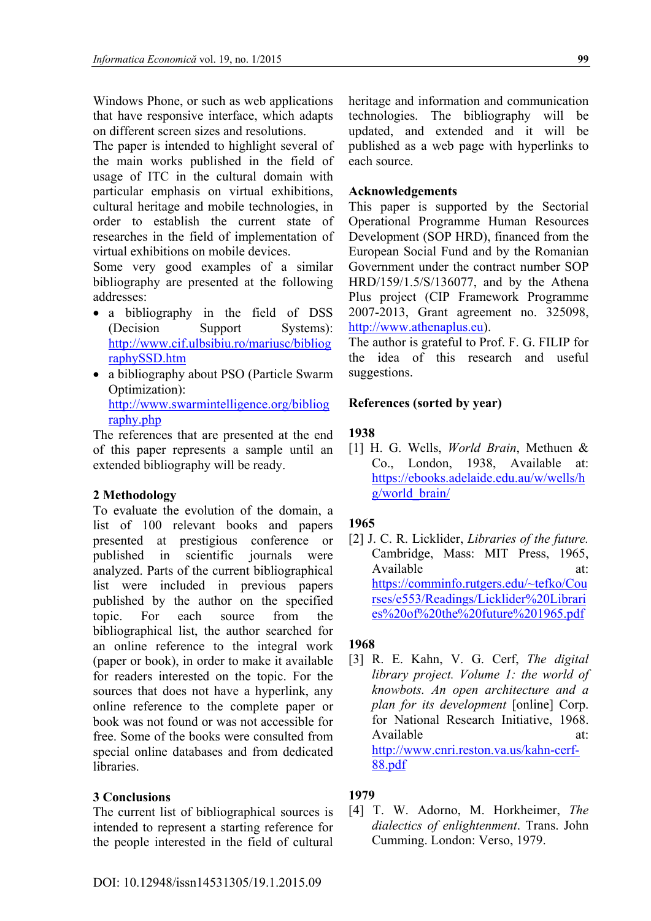Windows Phone, or such as web applications that have responsive interface, which adapts on different screen sizes and resolutions.

The paper is intended to highlight several of the main works published in the field of usage of ITC in the cultural domain with particular emphasis on virtual exhibitions, cultural heritage and mobile technologies, in order to establish the current state of researches in the field of implementation of virtual exhibitions on mobile devices.

Some very good examples of a similar bibliography are presented at the following addresses:

- a bibliography in the field of DSS (Decision Support Systems): http://www.cif.ulbsibiu.ro/mariusc/bibliographySSD.htm
- a bibliography about PSO (Particle Swarm Optimization): http://www.swarmintelligence.org/bibliography.php

The references that are presented at the end of this paper represents a sample until an extended bibliography will be ready.

## 2 Methodology

To evaluate the evolution of the domain, a list of 100 relevant books and papers presented at prestigious conference or published in scientific journals were analyzed. Parts of the current bibliographical list were included in previous papers published by the author on the specified topic. For each source from the bibliographical list, the author searched for an online reference to the integral work (paper or book), in order to make it available for readers interested on the topic. For the sources that does not have a hyperlink, any online reference to the complete paper or book was not found or was not accessible for free. Some of the books were consulted from special online databases and from dedicated libraries.

## 3 Conclusions

The current list of bibliographical sources is intended to represent a starting reference for the people interested in the field of cultural heritage and information and communication technologies. The bibliography will be updated, and extended and it will be published as a web page with hyperlinks to each source.

## Acknowledgements

This paper is supported by the Sectorial Operational Programme Human Resources Development (SOP HRD), financed from the European Social Fund and by the Romanian Government under the contract number SOP HRD/159/1.5/S/136077, and by the Athena Plus project (CIP Framework Programme 2007-2013, Grant agreement no. 325098, http://www.athenaplus.eu).

The author is grateful to Prof. F. G. FILIP for the idea of this research and useful suggestions.

## References (sorted by year)

### 1938

[1] H. G. Wells, *World Brain*, Methuen & Co., London, 1938, Available at: https://ebooks.adelaide.edu.au/w/wells/hg/world_brain/

### 1965

[2] J. C. R. Licklider, *Libraries of the future.* Cambridge, Mass: MIT Press, 1965, Available at: https://comminfo.rutgers.edu/~tefko/Courses/e553/Readings/Licklider%20Libraries%20of%20the%20future%201965.pdf

### 1968

[3] R. E. Kahn, V. G. Cerf, *The digital library project. Volume 1: the world of knowbots. An open architecture and a plan for its development* [online] Corp. for National Research Initiative, 1968. Available at: http://www.cnri.reston.va.us/kahn-cerf-88.pdf

### 1979

[4] T. W. Adorno, M. Horkheimer, *The dialectics of enlightenment*. Trans. John Cumming. London: Verso, 1979.

DOI: 10.12948/issn14531305/19.1.2015.09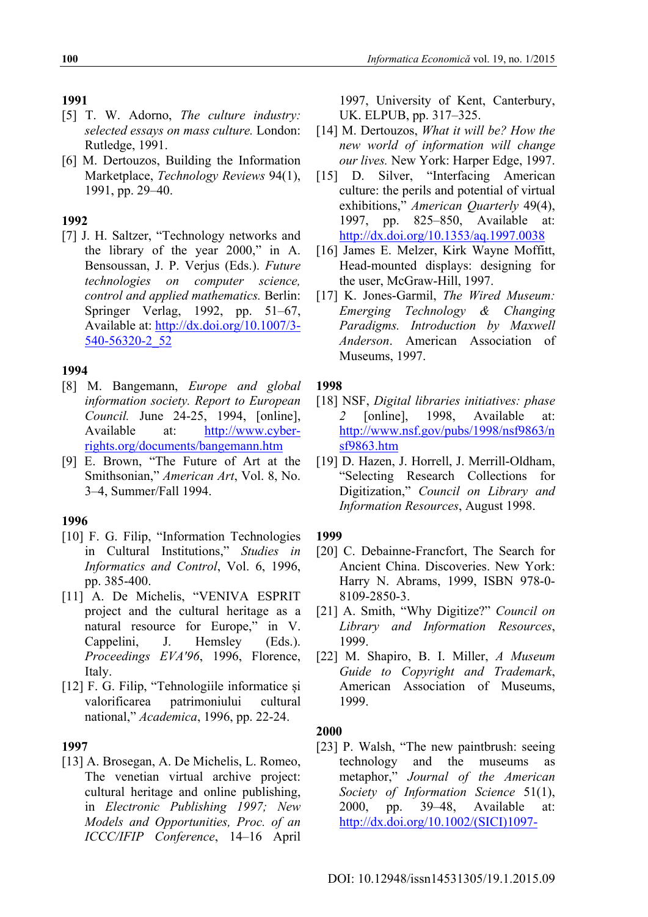**1991**

[5] T. W. Adorno, *The culture industry: selected essays on mass culture.* London: Rutledge, 1991.

[6] M. Dertouzos, Building the Information Marketplace, *Technology Reviews* 94(1), 1991, pp. 29–40.

**1992**

[7] J. H. Saltzer, "Technology networks and the library of the year 2000," in A. Bensoussan, J. P. Verjus (Eds.). *Future technologies on computer science, control and applied mathematics.* Berlin: Springer Verlag, 1992, pp. 51–67, Available at: http://dx.doi.org/10.1007/3-540-56320-2_52

**1994**

[8] M. Bangemann, *Europe and global information society. Report to European Council.* June 24-25, 1994, [online], Available at: http://www.cyber-rights.org/documents/bangemann.htm

[9] E. Brown, "The Future of Art at the Smithsonian," *American Art*, Vol. 8, No. 3–4, Summer/Fall 1994.

**1996**

[10] F. G. Filip, "Information Technologies in Cultural Institutions," *Studies in Informatics and Control*, Vol. 6, 1996, pp. 385-400.

[11] A. De Michelis, "VENIVA ESPRIT project and the cultural heritage as a natural resource for Europe," in V. Cappelini, J. Hemsley (Eds.). *Proceedings EVA'96*, 1996, Florence, Italy.

[12] F. G. Filip, "Tehnologiile informatice și valorificarea patrimoniului cultural national," *Academica*, 1996, pp. 22-24.

**1997**

[13] A. Brosegan, A. De Michelis, L. Romeo, The venetian virtual archive project: cultural heritage and online publishing, in *Electronic Publishing 1997; New Models and Opportunities, Proc. of an ICCC/IFIP Conference*, 14–16 April 1997, University of Kent, Canterbury, UK. ELPUB, pp. 317–325.

[14] M. Dertouzos, *What it will be? How the new world of information will change our lives.* New York: Harper Edge, 1997.

[15] D. Silver, "Interfacing American culture: the perils and potential of virtual exhibitions," *American Quarterly* 49(4), 1997, pp. 825–850, Available at: http://dx.doi.org/10.1353/aq.1997.0038

[16] James E. Melzer, Kirk Wayne Moffitt, Head-mounted displays: designing for the user, McGraw-Hill, 1997.

[17] K. Jones-Garmil, *The Wired Museum: Emerging Technology & Changing Paradigms. Introduction by Maxwell Anderson*. American Association of Museums, 1997.

**1998**

[18] NSF, *Digital libraries initiatives: phase 2* [online], 1998, Available at: http://www.nsf.gov/pubs/1998/nsf9863/nsf9863.htm

[19] D. Hazen, J. Horrell, J. Merrill-Oldham, "Selecting Research Collections for Digitization," *Council on Library and Information Resources*, August 1998.

**1999**

[20] C. Debainne-Francfort, The Search for Ancient China. Discoveries. New York: Harry N. Abrams, 1999, ISBN 978-0-8109-2850-3.

[21] A. Smith, "Why Digitize?" *Council on Library and Information Resources*, 1999.

[22] M. Shapiro, B. I. Miller, *A Museum Guide to Copyright and Trademark*, American Association of Museums, 1999.

**2000**

[23] P. Walsh, "The new paintbrush: seeing technology and the museums as metaphor," *Journal of the American Society of Information Science* 51(1), 2000, pp. 39–48, Available at: http://dx.doi.org/10.1002/(SICI)1097-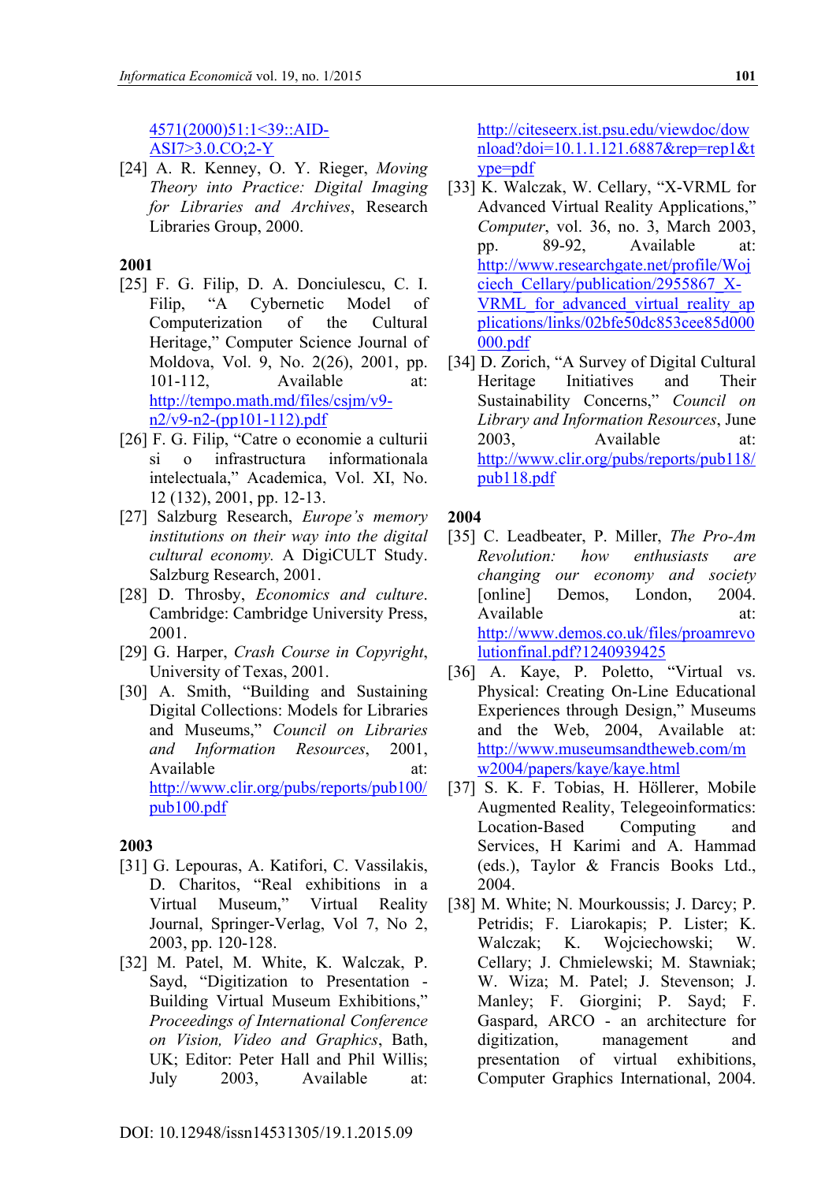4571(2000)51:1<39::AID-ASI7>3.0.CO;2-Y

[24] A. R. Kenney, O. Y. Rieger, *Moving Theory into Practice: Digital Imaging for Libraries and Archives*, Research Libraries Group, 2000.

**2001**

[25] F. G. Filip, D. A. Donciulescu, C. I. Filip, "A Cybernetic Model of Computerization of the Cultural Heritage," Computer Science Journal of Moldova, Vol. 9, No. 2(26), 2001, pp. 101-112, Available at: http://tempo.math.md/files/csjm/v9-n2/v9-n2-(pp101-112).pdf

[26] F. G. Filip, "Catre o economie a culturii si o infrastructura informationala intelectuala," Academica, Vol. XI, No. 12 (132), 2001, pp. 12-13.

[27] Salzburg Research, *Europe's memory institutions on their way into the digital cultural economy.* A DigiCULT Study. Salzburg Research, 2001.

[28] D. Throsby, *Economics and culture*. Cambridge: Cambridge University Press, 2001.

[29] G. Harper, *Crash Course in Copyright*, University of Texas, 2001.

[30] A. Smith, "Building and Sustaining Digital Collections: Models for Libraries and Museums," *Council on Libraries and Information Resources*, 2001, Available at: http://www.clir.org/pubs/reports/pub100/pub100.pdf

**2003**

[31] G. Lepouras, A. Katifori, C. Vassilakis, D. Charitos, "Real exhibitions in a Virtual Museum," Virtual Reality Journal, Springer-Verlag, Vol 7, No 2, 2003, pp. 120-128.

[32] M. Patel, M. White, K. Walczak, P. Sayd, "Digitization to Presentation - Building Virtual Museum Exhibitions," *Proceedings of International Conference on Vision, Video and Graphics*, Bath, UK; Editor: Peter Hall and Phil Willis; July 2003, Available at: http://citeseerx.ist.psu.edu/viewdoc/download?doi=10.1.1.121.6887&rep=rep1&type=pdf

[33] K. Walczak, W. Cellary, "X-VRML for Advanced Virtual Reality Applications," *Computer*, vol. 36, no. 3, March 2003, pp. 89-92, Available at: http://www.researchgate.net/profile/Wojciech_Cellary/publication/2955867_X-VRML_for_advanced_virtual_reality_applications/links/02bfe50dc853cee85d000000.pdf

[34] D. Zorich, "A Survey of Digital Cultural Heritage Initiatives and Their Sustainability Concerns," *Council on Library and Information Resources*, June 2003, Available at: http://www.clir.org/pubs/reports/pub118/pub118.pdf

**2004**

[35] C. Leadbeater, P. Miller, *The Pro-Am Revolution: how enthusiasts are changing our economy and society* [online] Demos, London, 2004. Available at: http://www.demos.co.uk/files/proamrevolutionfinal.pdf?1240939425

[36] A. Kaye, P. Poletto, "Virtual vs. Physical: Creating On-Line Educational Experiences through Design," Museums and the Web, 2004, Available at: http://www.museumsandtheweb.com/mw2004/papers/kaye/kaye.html

[37] S. K. F. Tobias, H. Höllerer, Mobile Augmented Reality, Telegeoinformatics: Location-Based Computing and Services, H Karimi and A. Hammad (eds.), Taylor & Francis Books Ltd., 2004.

[38] M. White; N. Mourkoussis; J. Darcy; P. Petridis; F. Liarokapis; P. Lister; K. Walczak; K. Wojciechowski; W. Cellary; J. Chmielewski; M. Stawniak; W. Wiza; M. Patel; J. Stevenson; J. Manley; F. Giorgini; P. Sayd; F. Gaspard, ARCO - an architecture for digitization, management and presentation of virtual exhibitions, Computer Graphics International, 2004.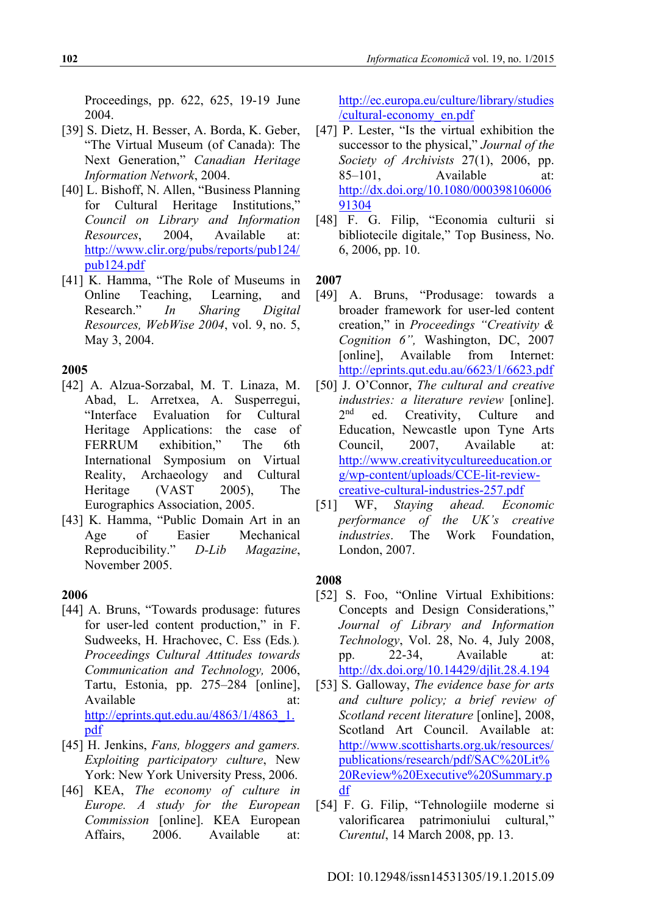Proceedings, pp. 622, 625, 19-19 June 2004.

[39] S. Dietz, H. Besser, A. Borda, K. Geber, "The Virtual Museum (of Canada): The Next Generation," *Canadian Heritage Information Network*, 2004.

[40] L. Bishoff, N. Allen, "Business Planning for Cultural Heritage Institutions," *Council on Library and Information Resources*, 2004, Available at: http://www.clir.org/pubs/reports/pub124/pub124.pdf

[41] K. Hamma, "The Role of Museums in Online Teaching, Learning, and Research." *In Sharing Digital Resources, WebWise 2004*, vol. 9, no. 5, May 3, 2004.

**2005**

[42] A. Alzua-Sorzabal, M. T. Linaza, M. Abad, L. Arretxea, A. Susperregui, "Interface Evaluation for Cultural Heritage Applications: the case of FERRUM exhibition," The 6th International Symposium on Virtual Reality, Archaeology and Cultural Heritage (VAST 2005), The Eurographics Association, 2005.

[43] K. Hamma, "Public Domain Art in an Age of Easier Mechanical Reproducibility." *D-Lib Magazine*, November 2005.

**2006**

[44] A. Bruns, "Towards produsage: futures for user-led content production," in F. Sudweeks, H. Hrachovec, C. Ess (Eds.). *Proceedings Cultural Attitudes towards Communication and Technology,* 2006, Tartu, Estonia, pp. 275–284 [online], Available at: http://eprints.qut.edu.au/4863/1/4863_1.pdf

[45] H. Jenkins, *Fans, bloggers and gamers. Exploiting participatory culture*, New York: New York University Press, 2006.

[46] KEA, *The economy of culture in Europe. A study for the European Commission* [online]. KEA European Affairs, 2006. Available at: http://ec.europa.eu/culture/library/studies/cultural-economy_en.pdf

[47] P. Lester, "Is the virtual exhibition the successor to the physical," *Journal of the Society of Archivists* 27(1), 2006, pp. 85–101, Available at: http://dx.doi.org/10.1080/00039810600691304

[48] F. G. Filip, "Economia culturii si bibliotecile digitale," Top Business, No. 6, 2006, pp. 10.

**2007**

[49] A. Bruns, "Produsage: towards a broader framework for user-led content creation," in *Proceedings "Creativity & Cognition 6",* Washington, DC, 2007 [online], Available from Internet: http://eprints.qut.edu.au/6623/1/6623.pdf

[50] J. O'Connor, *The cultural and creative industries: a literature review* [online]. 2nd ed. Creativity, Culture and Education, Newcastle upon Tyne Arts Council, 2007, Available at: http://www.creativitycultureeducation.org/wp-content/uploads/CCE-lit-review-creative-cultural-industries-257.pdf

[51] WF, *Staying ahead. Economic performance of the UK's creative industries*. The Work Foundation, London, 2007.

**2008**

[52] S. Foo, "Online Virtual Exhibitions: Concepts and Design Considerations," *Journal of Library and Information Technology*, Vol. 28, No. 4, July 2008, pp. 22-34, Available at: http://dx.doi.org/10.14429/djlit.28.4.194

[53] S. Galloway, *The evidence base for arts and culture policy; a brief review of Scotland recent literature* [online], 2008, Scotland Art Council. Available at: http://www.scottisharts.org.uk/resources/publications/research/pdf/SAC%20Lit%20Review%20Executive%20Summary.pdf

[54] F. G. Filip, "Tehnologiile moderne si valorificarea patrimoniului cultural," *Curentul*, 14 March 2008, pp. 13.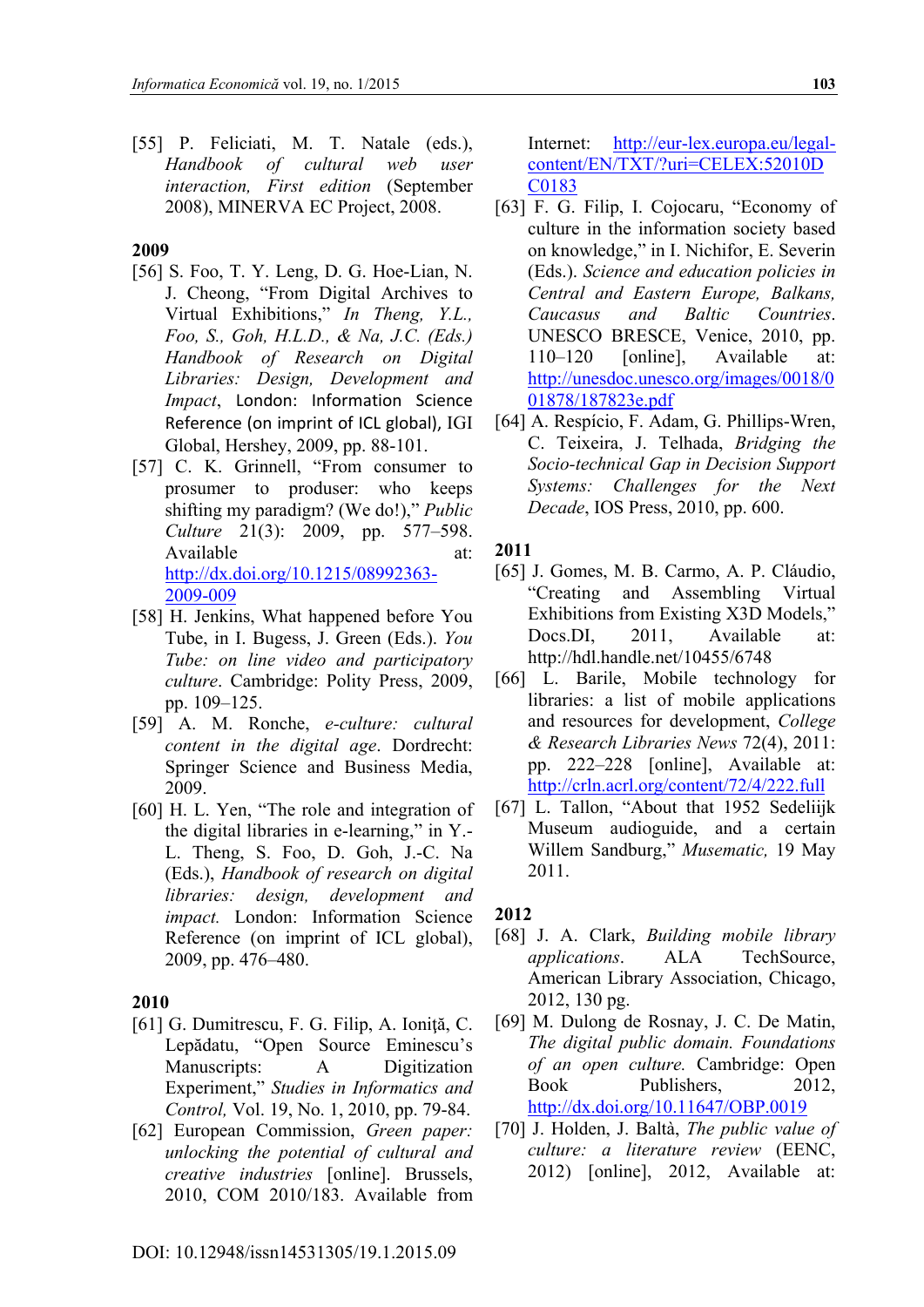[55] P. Feliciati, M. T. Natale (eds.), *Handbook of cultural web user interaction, First edition* (September 2008), MINERVA EC Project, 2008.

**2009**

[56] S. Foo, T. Y. Leng, D. G. Hoe-Lian, N. J. Cheong, "From Digital Archives to Virtual Exhibitions," *In Theng, Y.L., Foo, S., Goh, H.L.D., & Na, J.C. (Eds.) Handbook of Research on Digital Libraries: Design, Development and Impact*, London: Information Science Reference (on imprint of ICL global), IGI Global, Hershey, 2009, pp. 88-101.

[57] C. K. Grinnell, "From consumer to prosumer to produser: who keeps shifting my paradigm? (We do!)," *Public Culture* 21(3): 2009, pp. 577–598. Available at: http://dx.doi.org/10.1215/08992363-2009-009

[58] H. Jenkins, What happened before You Tube, in I. Bugess, J. Green (Eds.). *You Tube: on line video and participatory culture*. Cambridge: Polity Press, 2009, pp. 109–125.

[59] A. M. Ronche, *e-culture: cultural content in the digital age*. Dordrecht: Springer Science and Business Media, 2009.

[60] H. L. Yen, "The role and integration of the digital libraries in e-learning," in Y.-L. Theng, S. Foo, D. Goh, J.-C. Na (Eds.), *Handbook of research on digital libraries: design, development and impact.* London: Information Science Reference (on imprint of ICL global), 2009, pp. 476–480.

**2010**

[61] G. Dumitrescu, F. G. Filip, A. Ioniţă, C. Lepădatu, "Open Source Eminescu's Manuscripts: A Digitization Experiment," *Studies in Informatics and Control,* Vol. 19, No. 1, 2010, pp. 79-84.

[62] European Commission, *Green paper: unlocking the potential of cultural and creative industries* [online]. Brussels, 2010, COM 2010/183. Available from Internet: http://eur-lex.europa.eu/legal-content/EN/TXT/?uri=CELEX:52010DC0183

[63] F. G. Filip, I. Cojocaru, "Economy of culture in the information society based on knowledge," in I. Nichifor, E. Severin (Eds.). *Science and education policies in Central and Eastern Europe, Balkans, Caucasus and Baltic Countries*. UNESCO BRESCE, Venice, 2010, pp. 110–120 [online], Available at: http://unesdoc.unesco.org/images/0018/001878/187823e.pdf

[64] A. Respício, F. Adam, G. Phillips-Wren, C. Teixeira, J. Telhada, *Bridging the Socio-technical Gap in Decision Support Systems: Challenges for the Next Decade*, IOS Press, 2010, pp. 600.

**2011**

[65] J. Gomes, M. B. Carmo, A. P. Cláudio, "Creating and Assembling Virtual Exhibitions from Existing X3D Models," Docs.DI, 2011, Available at: http://hdl.handle.net/10455/6748

[66] L. Barile, Mobile technology for libraries: a list of mobile applications and resources for development, *College & Research Libraries News* 72(4), 2011: pp. 222–228 [online], Available at: http://crln.acrl.org/content/72/4/222.full

[67] L. Tallon, "About that 1952 Sedeliijk Museum audioguide, and a certain Willem Sandburg," *Musematic,* 19 May 2011.

**2012**

[68] J. A. Clark, *Building mobile library applications*. ALA TechSource, American Library Association, Chicago, 2012, 130 pg.

[69] M. Dulong de Rosnay, J. C. De Matin, *The digital public domain. Foundations of an open culture.* Cambridge: Open Book Publishers, 2012, http://dx.doi.org/10.11647/OBP.0019

[70] J. Holden, J. Baltà, *The public value of culture: a literature review* (EENC, 2012) [online], 2012, Available at: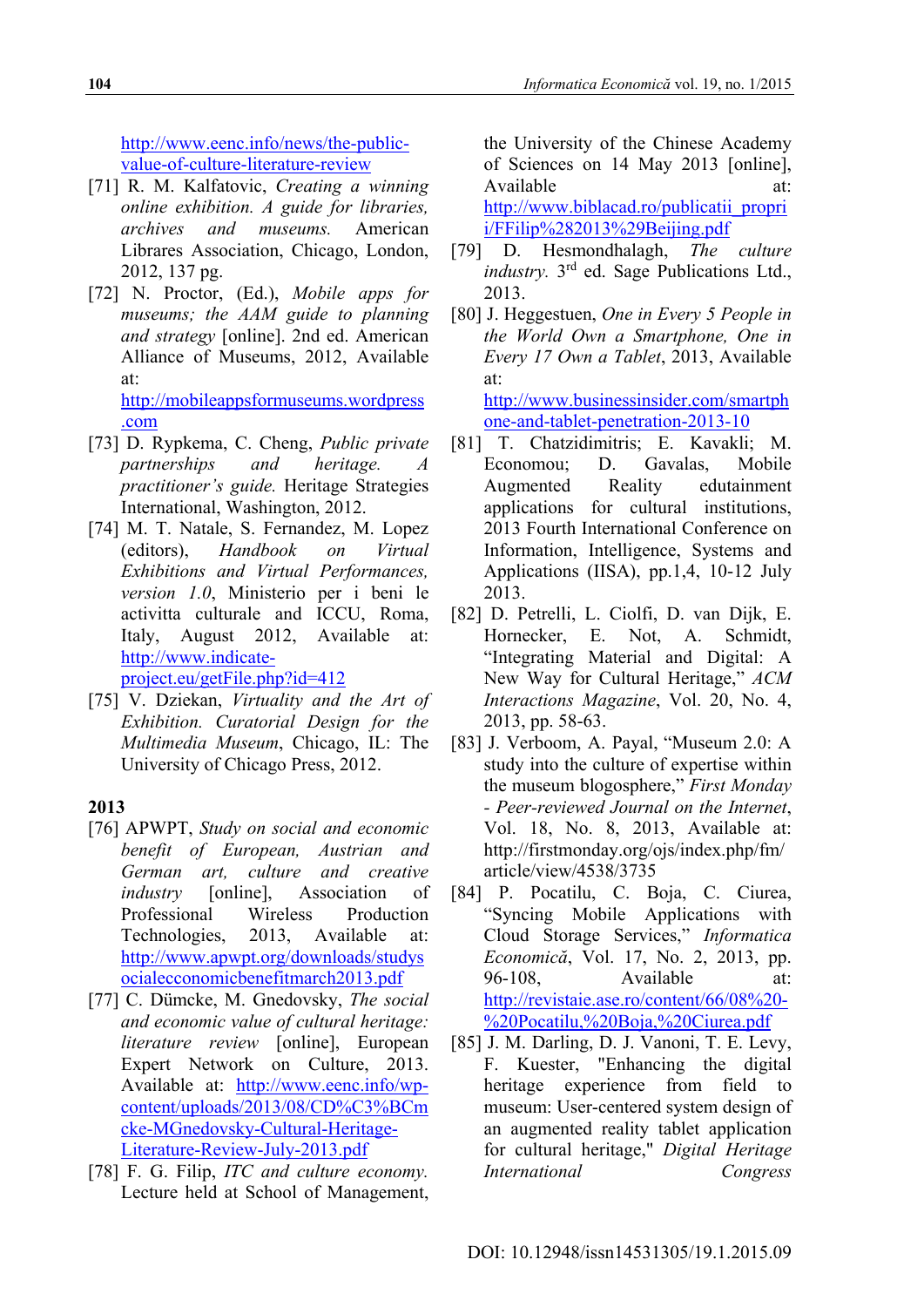http://www.eenc.info/news/the-public-value-of-culture-literature-review

[71] R. M. Kalfatovic, *Creating a winning online exhibition. A guide for libraries, archives and museums.* American Libraries Association, Chicago, London, 2012, 137 pg.

[72] N. Proctor, (Ed.), *Mobile apps for museums; the AAM guide to planning and strategy* [online]. 2nd ed. American Alliance of Museums, 2012, Available at: http://mobileappsformuseums.wordpress.com

[73] D. Rypkema, C. Cheng, *Public private partnerships and heritage. A practitioner's guide.* Heritage Strategies International, Washington, 2012.

[74] M. T. Natale, S. Fernandez, M. Lopez (editors), *Handbook on Virtual Exhibitions and Virtual Performances, version 1.0*, Ministerio per i beni le activitta culturale and ICCU, Roma, Italy, August 2012, Available at: http://www.indicate-project.eu/getFile.php?id=412

[75] V. Dziekan, *Virtuality and the Art of Exhibition. Curatorial Design for the Multimedia Museum*, Chicago, IL: The University of Chicago Press, 2012.

**2013**

[76] APWPT, *Study on social and economic benefit of European, Austrian and German art, culture and creative industry* [online], Association of Professional Wireless Production Technologies, 2013, Available at: http://www.apwpt.org/downloads/studysocialecconomicbenefitmarch2013.pdf

[77] C. Dümcke, M. Gnedovsky, *The social and economic value of cultural heritage: literature review* [online], European Expert Network on Culture, 2013. Available at: http://www.eenc.info/wp-content/uploads/2013/08/CD%C3%BCmcke-MGnedovsky-Cultural-Heritage-Literature-Review-July-2013.pdf

[78] F. G. Filip, *ITC and culture economy.* Lecture held at School of Management, the University of the Chinese Academy of Sciences on 14 May 2013 [online], Available at: http://www.biblacad.ro/publicatii_propri i/FFilip%282013%29Beijing.pdf

[79] D. Hesmondhalagh, *The culture industry.* 3rd ed. Sage Publications Ltd., 2013.

[80] J. Heggestuen, *One in Every 5 People in the World Own a Smartphone, One in Every 17 Own a Tablet*, 2013, Available at: http://www.businessinsider.com/smartphone-and-tablet-penetration-2013-10

[81] T. Chatzidimitris; E. Kavakli; M. Economou; D. Gavalas, Mobile Augmented Reality edutainment applications for cultural institutions, 2013 Fourth International Conference on Information, Intelligence, Systems and Applications (IISA), pp.1,4, 10-12 July 2013.

[82] D. Petrelli, L. Ciolfi, D. van Dijk, E. Hornecker, E. Not, A. Schmidt, "Integrating Material and Digital: A New Way for Cultural Heritage," *ACM Interactions Magazine*, Vol. 20, No. 4, 2013, pp. 58-63.

[83] J. Verboom, A. Payal, "Museum 2.0: A study into the culture of expertise within the museum blogosphere," *First Monday - Peer-reviewed Journal on the Internet*, Vol. 18, No. 8, 2013, Available at: http://firstmonday.org/ojs/index.php/fm/article/view/4538/3735

[84] P. Pocatilu, C. Boja, C. Ciurea, "Syncing Mobile Applications with Cloud Storage Services," *Informatica Economică*, Vol. 17, No. 2, 2013, pp. 96-108, Available at: http://revistaie.ase.ro/content/66/08%20-%20Pocatilu,%20Boja,%20Ciurea.pdf

[85] J. M. Darling, D. J. Vanoni, T. E. Levy, F. Kuester, "Enhancing the digital heritage experience from field to museum: User-centered system design of an augmented reality tablet application for cultural heritage," *Digital Heritage International Congress*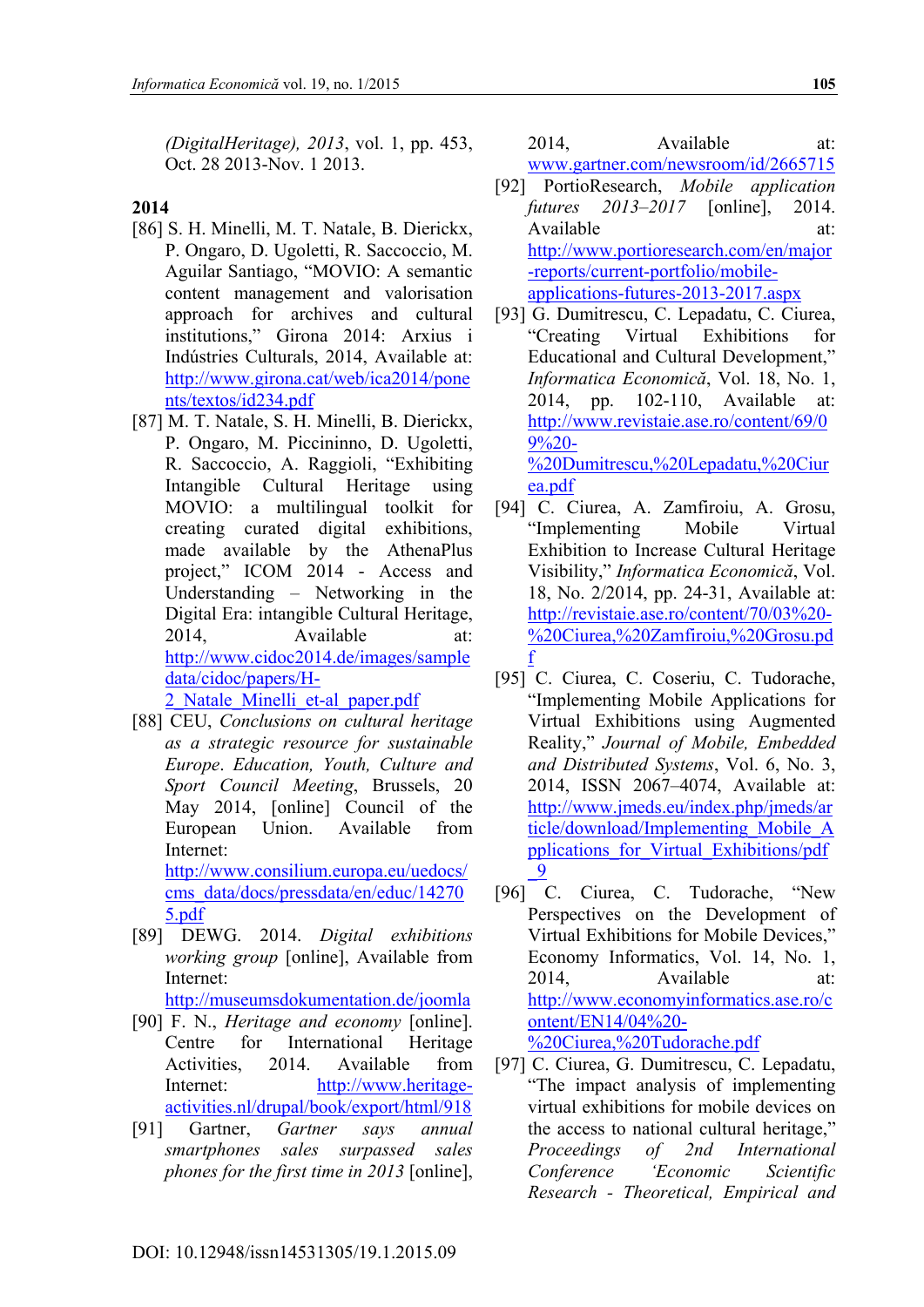*(DigitalHeritage), 2013*, vol. 1, pp. 453, Oct. 28 2013-Nov. 1 2013.

**2014**

[86] S. H. Minelli, M. T. Natale, B. Dierickx, P. Ongaro, D. Ugoletti, R. Saccoccio, M. Aguilar Santiago, "MOVIO: A semantic content management and valorisation approach for archives and cultural institutions," Girona 2014: Arxius i Indústries Culturals, 2014, Available at: http://www.girona.cat/web/ica2014/ponents/textos/id234.pdf

[87] M. T. Natale, S. H. Minelli, B. Dierickx, P. Ongaro, M. Piccininno, D. Ugoletti, R. Saccoccio, A. Raggioli, "Exhibiting Intangible Cultural Heritage using MOVIO: a multilingual toolkit for creating curated digital exhibitions, made available by the AthenaPlus project," ICOM 2014 - Access and Understanding – Networking in the Digital Era: intangible Cultural Heritage, 2014, Available at: http://www.cidoc2014.de/images/sampledata/cidoc/papers/H-2_Natale_Minelli_et-al_paper.pdf

[88] CEU, *Conclusions on cultural heritage as a strategic resource for sustainable Europe*. *Education, Youth, Culture and Sport Council Meeting*, Brussels, 20 May 2014, [online] Council of the European Union. Available from Internet: http://www.consilium.europa.eu/uedocs/cms_data/docs/pressdata/en/educ/142705.pdf

[89] DEWG. 2014. *Digital exhibitions working group* [online], Available from Internet: http://museumsdokumentation.de/joomla

[90] F. N., *Heritage and economy* [online]. Centre for International Heritage Activities, 2014. Available from Internet: http://www.heritage-activities.nl/drupal/book/export/html/918

[91] Gartner, *Gartner says annual smartphones sales surpassed sales phones for the first time in 2013* [online], 2014, Available at: www.gartner.com/newsroom/id/2665715

[92] PortioResearch, *Mobile application futures 2013–2017* [online], 2014. Available at: http://www.portioresearch.com/en/major-reports/current-portfolio/mobile-applications-futures-2013-2017.aspx

[93] G. Dumitrescu, C. Lepadatu, C. Ciurea, "Creating Virtual Exhibitions for Educational and Cultural Development," *Informatica Economică*, Vol. 18, No. 1, 2014, pp. 102-110, Available at: http://www.revistaie.ase.ro/content/69/09%20-%20Dumitrescu,%20Lepadatu,%20Ciurea.pdf

[94] C. Ciurea, A. Zamfiroiu, A. Grosu, "Implementing Mobile Virtual Exhibition to Increase Cultural Heritage Visibility," *Informatica Economică*, Vol. 18, No. 2/2014, pp. 24-31, Available at: http://revistaie.ase.ro/content/70/03%20-%20Ciurea,%20Zamfiroiu,%20Grosu.pdf

[95] C. Ciurea, C. Coseriu, C. Tudorache, "Implementing Mobile Applications for Virtual Exhibitions using Augmented Reality," *Journal of Mobile, Embedded and Distributed Systems*, Vol. 6, No. 3, 2014, ISSN 2067–4074, Available at: http://www.jmeds.eu/index.php/jmeds/article/download/Implementing_Mobile_Applications_for_Virtual_Exhibitions/pdf_9

[96] C. Ciurea, C. Tudorache, "New Perspectives on the Development of Virtual Exhibitions for Mobile Devices," Economy Informatics, Vol. 14, No. 1, 2014, Available at: http://www.economyinformatics.ase.ro/content/EN14/04%20-%20Ciurea,%20Tudorache.pdf

[97] C. Ciurea, G. Dumitrescu, C. Lepadatu, "The impact analysis of implementing virtual exhibitions for mobile devices on the access to national cultural heritage," *Proceedings of 2nd International Conference 'Economic Scientific Research - Theoretical, Empirical and*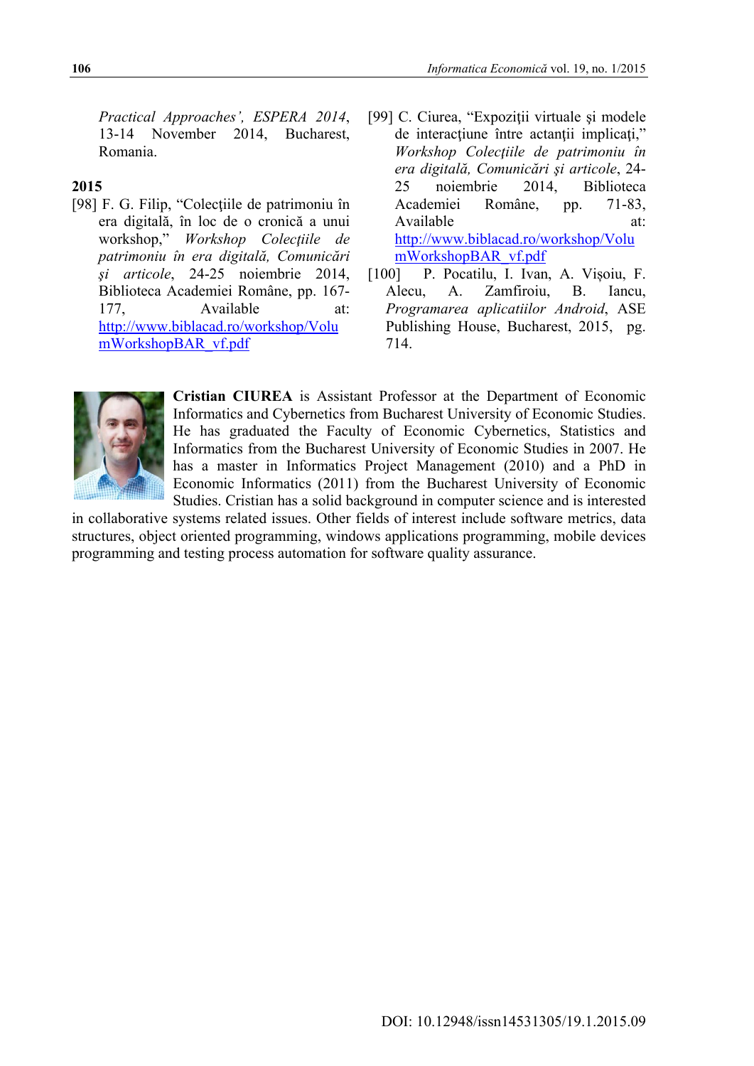*Practical Approaches', ESPERA 2014*, 13-14 November 2014, Bucharest, Romania.

**2015**

[98] F. G. Filip, "Colecţiile de patrimoniu în era digitală, în loc de o cronică a unui workshop," *Workshop Colecţiile de patrimoniu în era digitală, Comunicări şi articole*, 24-25 noiembrie 2014, Biblioteca Academiei Române, pp. 167-177, Available at: http://www.biblacad.ro/workshop/VolumWorkshopBAR_vf.pdf

[99] C. Ciurea, "Expoziţii virtuale şi modele de interacţiune între actanţii implicaţi," *Workshop Colecţiile de patrimoniu în era digitală, Comunicări şi articole*, 24-25 noiembrie 2014, Biblioteca Academiei Române, pp. 71-83, Available at: http://www.biblacad.ro/workshop/VolumWorkshopBAR_vf.pdf

[100] P. Pocatilu, I. Ivan, A. Vişoiu, F. Alecu, A. Zamfiroiu, B. Iancu, *Programarea aplicatiilor Android*, ASE Publishing House, Bucharest, 2015, pg. 714.

**Cristian CIUREA** is Assistant Professor at the Department of Economic Informatics and Cybernetics from Bucharest University of Economic Studies. He has graduated the Faculty of Economic Cybernetics, Statistics and Informatics from the Bucharest University of Economic Studies in 2007. He has a master in Informatics Project Management (2010) and a PhD in Economic Informatics (2011) from the Bucharest University of Economic Studies. Cristian has a solid background in computer science and is interested in collaborative systems related issues. Other fields of interest include software metrics, data structures, object oriented programming, windows applications programming, mobile devices programming and testing process automation for software quality assurance.